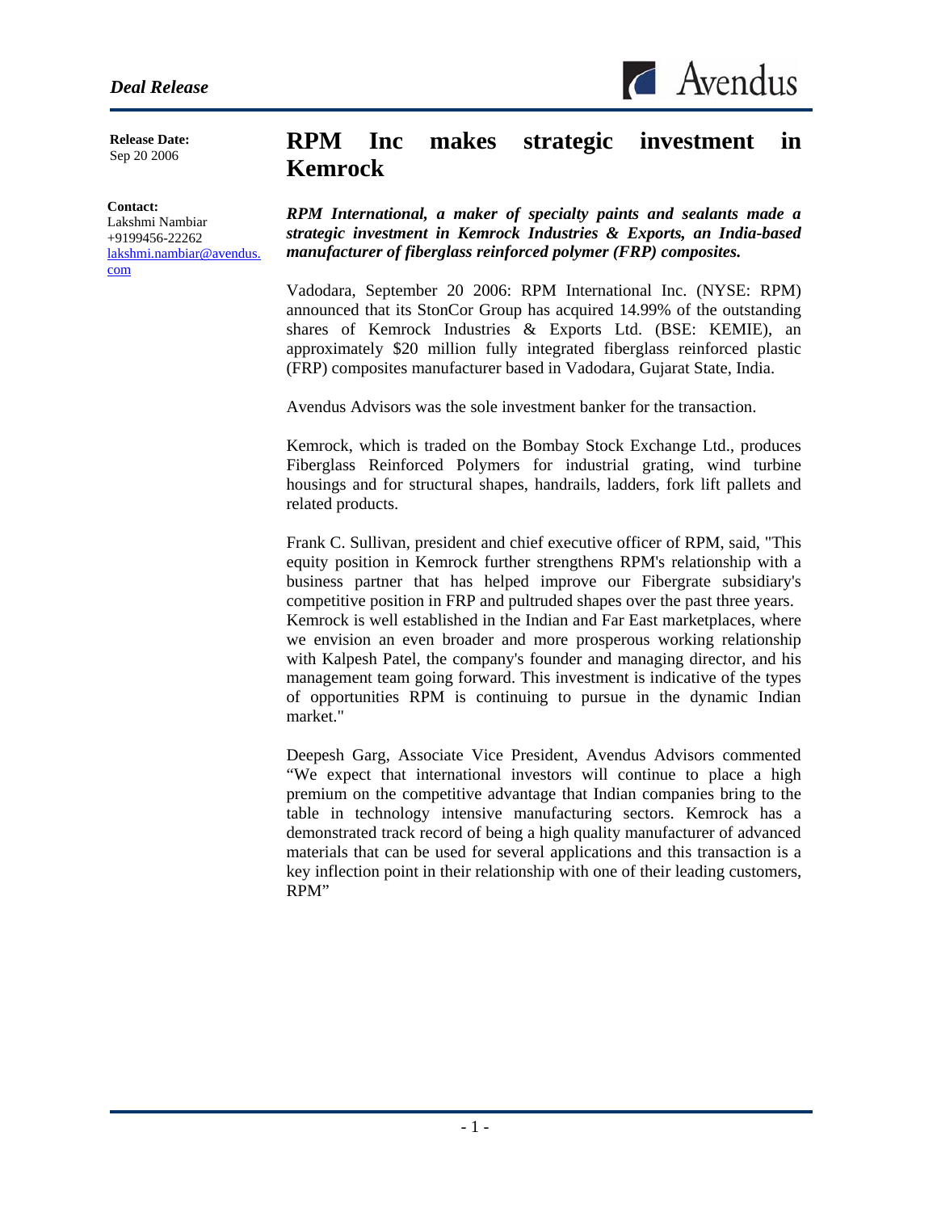*Deal Release*

Avendus

**Release Date:**
Sep 20 2006

**Contact:**
Lakshmi Nambiar
+9199456-22262
lakshmi.nambiar@avendus.com

# RPM Inc makes strategic investment in Kemrock

***RPM International, a maker of specialty paints and sealants made a strategic investment in Kemrock Industries & Exports, an India-based manufacturer of fiberglass reinforced polymer (FRP) composites.***

Vadodara, September 20 2006: RPM International Inc. (NYSE: RPM) announced that its StonCor Group has acquired 14.99% of the outstanding shares of Kemrock Industries & Exports Ltd. (BSE: KEMIE), an approximately $20 million fully integrated fiberglass reinforced plastic (FRP) composites manufacturer based in Vadodara, Gujarat State, India.

Avendus Advisors was the sole investment banker for the transaction.

Kemrock, which is traded on the Bombay Stock Exchange Ltd., produces Fiberglass Reinforced Polymers for industrial grating, wind turbine housings and for structural shapes, handrails, ladders, fork lift pallets and related products.

Frank C. Sullivan, president and chief executive officer of RPM, said, "This equity position in Kemrock further strengthens RPM's relationship with a business partner that has helped improve our Fibergrate subsidiary's competitive position in FRP and pultruded shapes over the past three years. Kemrock is well established in the Indian and Far East marketplaces, where we envision an even broader and more prosperous working relationship with Kalpesh Patel, the company's founder and managing director, and his management team going forward. This investment is indicative of the types of opportunities RPM is continuing to pursue in the dynamic Indian market."

Deepesh Garg, Associate Vice President, Avendus Advisors commented "We expect that international investors will continue to place a high premium on the competitive advantage that Indian companies bring to the table in technology intensive manufacturing sectors. Kemrock has a demonstrated track record of being a high quality manufacturer of advanced materials that can be used for several applications and this transaction is a key inflection point in their relationship with one of their leading customers, RPM"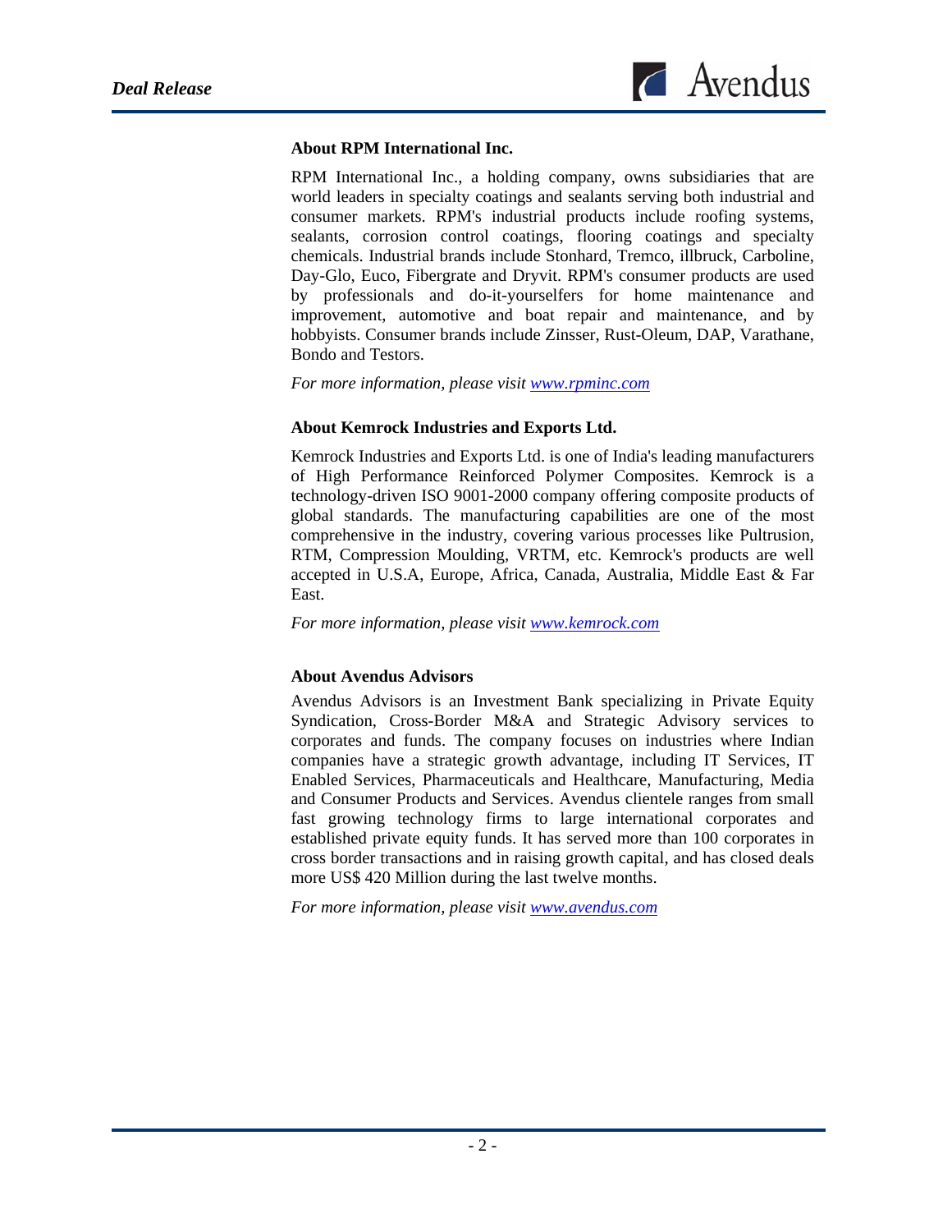### About RPM International Inc.

RPM International Inc., a holding company, owns subsidiaries that are world leaders in specialty coatings and sealants serving both industrial and consumer markets. RPM's industrial products include roofing systems, sealants, corrosion control coatings, flooring coatings and specialty chemicals. Industrial brands include Stonhard, Tremco, illbruck, Carboline, Day-Glo, Euco, Fibergrate and Dryvit. RPM's consumer products are used by professionals and do-it-yourselfers for home maintenance and improvement, automotive and boat repair and maintenance, and by hobbyists. Consumer brands include Zinsser, Rust-Oleum, DAP, Varathane, Bondo and Testors.

*For more information, please visit [www.rpminc.com](http://www.rpminc.com)*

### About Kemrock Industries and Exports Ltd.

Kemrock Industries and Exports Ltd. is one of India's leading manufacturers of High Performance Reinforced Polymer Composites. Kemrock is a technology-driven ISO 9001-2000 company offering composite products of global standards. The manufacturing capabilities are one of the most comprehensive in the industry, covering various processes like Pultrusion, RTM, Compression Moulding, VRTM, etc. Kemrock's products are well accepted in U.S.A, Europe, Africa, Canada, Australia, Middle East & Far East.

*For more information, please visit [www.kemrock.com](http://www.kemrock.com)*

### About Avendus Advisors

Avendus Advisors is an Investment Bank specializing in Private Equity Syndication, Cross-Border M&A and Strategic Advisory services to corporates and funds. The company focuses on industries where Indian companies have a strategic growth advantage, including IT Services, IT Enabled Services, Pharmaceuticals and Healthcare, Manufacturing, Media and Consumer Products and Services. Avendus clientele ranges from small fast growing technology firms to large international corporates and established private equity funds. It has served more than 100 corporates in cross border transactions and in raising growth capital, and has closed deals more US$ 420 Million during the last twelve months.

*For more information, please visit [www.avendus.com](http://www.avendus.com)*